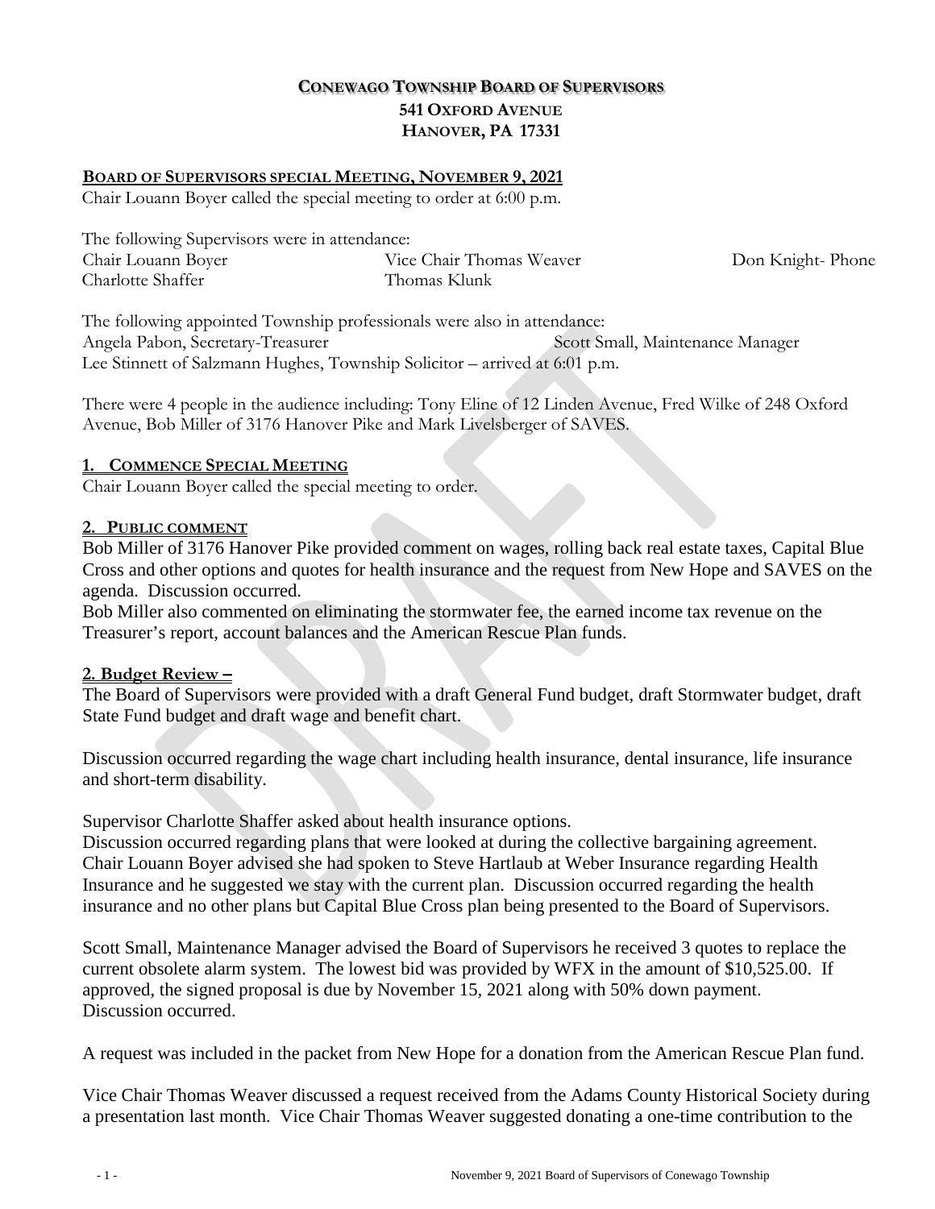# CONEWAGO TOWNSHIP BOARD OF SUPERVISORS
## 541 OXFORD AVENUE
## HANOVER, PA 17331

**BOARD OF SUPERVISORS SPECIAL MEETING, NOVEMBER 9, 2021**

Chair Louann Boyer called the special meeting to order at 6:00 p.m.

The following Supervisors were in attendance:

Chair Louann Boyer | Vice Chair Thomas Weaver | Don Knight- Phone
Charlotte Shaffer | Thomas Klunk

The following appointed Township professionals were also in attendance:

Angela Pabon, Secretary-Treasurer | Scott Small, Maintenance Manager
Lee Stinnett of Salzmann Hughes, Township Solicitor – arrived at 6:01 p.m.

There were 4 people in the audience including: Tony Eline of 12 Linden Avenue, Fred Wilke of 248 Oxford Avenue, Bob Miller of 3176 Hanover Pike and Mark Livelsberger of SAVES.

**1. COMMENCE SPECIAL MEETING**

Chair Louann Boyer called the special meeting to order.

**2. PUBLIC COMMENT**

Bob Miller of 3176 Hanover Pike provided comment on wages, rolling back real estate taxes, Capital Blue Cross and other options and quotes for health insurance and the request from New Hope and SAVES on the agenda. Discussion occurred.

Bob Miller also commented on eliminating the stormwater fee, the earned income tax revenue on the Treasurer's report, account balances and the American Rescue Plan funds.

**2. Budget Review –**

The Board of Supervisors were provided with a draft General Fund budget, draft Stormwater budget, draft State Fund budget and draft wage and benefit chart.

Discussion occurred regarding the wage chart including health insurance, dental insurance, life insurance and short-term disability.

Supervisor Charlotte Shaffer asked about health insurance options.

Discussion occurred regarding plans that were looked at during the collective bargaining agreement. Chair Louann Boyer advised she had spoken to Steve Hartlaub at Weber Insurance regarding Health Insurance and he suggested we stay with the current plan. Discussion occurred regarding the health insurance and no other plans but Capital Blue Cross plan being presented to the Board of Supervisors.

Scott Small, Maintenance Manager advised the Board of Supervisors he received 3 quotes to replace the current obsolete alarm system. The lowest bid was provided by WFX in the amount of $10,525.00. If approved, the signed proposal is due by November 15, 2021 along with 50% down payment. Discussion occurred.

A request was included in the packet from New Hope for a donation from the American Rescue Plan fund.

Vice Chair Thomas Weaver discussed a request received from the Adams County Historical Society during a presentation last month. Vice Chair Thomas Weaver suggested donating a one-time contribution to the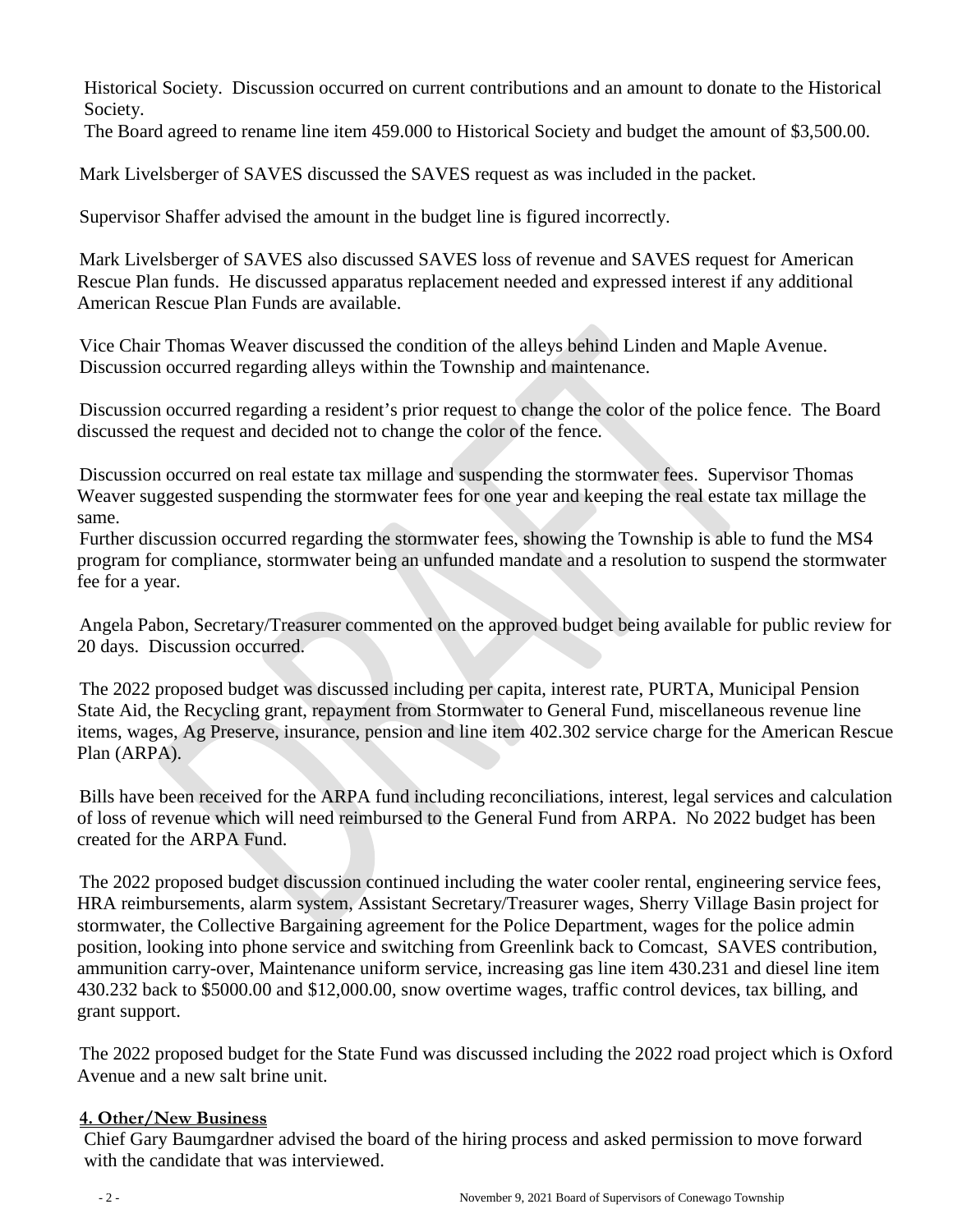Historical Society. Discussion occurred on current contributions and an amount to donate to the Historical Society.
The Board agreed to rename line item 459.000 to Historical Society and budget the amount of $3,500.00.

Mark Livelsberger of SAVES discussed the SAVES request as was included in the packet.

Supervisor Shaffer advised the amount in the budget line is figured incorrectly.

Mark Livelsberger of SAVES also discussed SAVES loss of revenue and SAVES request for American Rescue Plan funds. He discussed apparatus replacement needed and expressed interest if any additional American Rescue Plan Funds are available.

Vice Chair Thomas Weaver discussed the condition of the alleys behind Linden and Maple Avenue. Discussion occurred regarding alleys within the Township and maintenance.

Discussion occurred regarding a resident's prior request to change the color of the police fence. The Board discussed the request and decided not to change the color of the fence.

Discussion occurred on real estate tax millage and suspending the stormwater fees. Supervisor Thomas Weaver suggested suspending the stormwater fees for one year and keeping the real estate tax millage the same.
Further discussion occurred regarding the stormwater fees, showing the Township is able to fund the MS4 program for compliance, stormwater being an unfunded mandate and a resolution to suspend the stormwater fee for a year.

Angela Pabon, Secretary/Treasurer commented on the approved budget being available for public review for 20 days. Discussion occurred.

The 2022 proposed budget was discussed including per capita, interest rate, PURTA, Municipal Pension State Aid, the Recycling grant, repayment from Stormwater to General Fund, miscellaneous revenue line items, wages, Ag Preserve, insurance, pension and line item 402.302 service charge for the American Rescue Plan (ARPA).

Bills have been received for the ARPA fund including reconciliations, interest, legal services and calculation of loss of revenue which will need reimbursed to the General Fund from ARPA. No 2022 budget has been created for the ARPA Fund.

The 2022 proposed budget discussion continued including the water cooler rental, engineering service fees, HRA reimbursements, alarm system, Assistant Secretary/Treasurer wages, Sherry Village Basin project for stormwater, the Collective Bargaining agreement for the Police Department, wages for the police admin position, looking into phone service and switching from Greenlink back to Comcast, SAVES contribution, ammunition carry-over, Maintenance uniform service, increasing gas line item 430.231 and diesel line item 430.232 back to $5000.00 and $12,000.00, snow overtime wages, traffic control devices, tax billing, and grant support.

The 2022 proposed budget for the State Fund was discussed including the 2022 road project which is Oxford Avenue and a new salt brine unit.

**4. Other/New Business**

Chief Gary Baumgardner advised the board of the hiring process and asked permission to move forward with the candidate that was interviewed.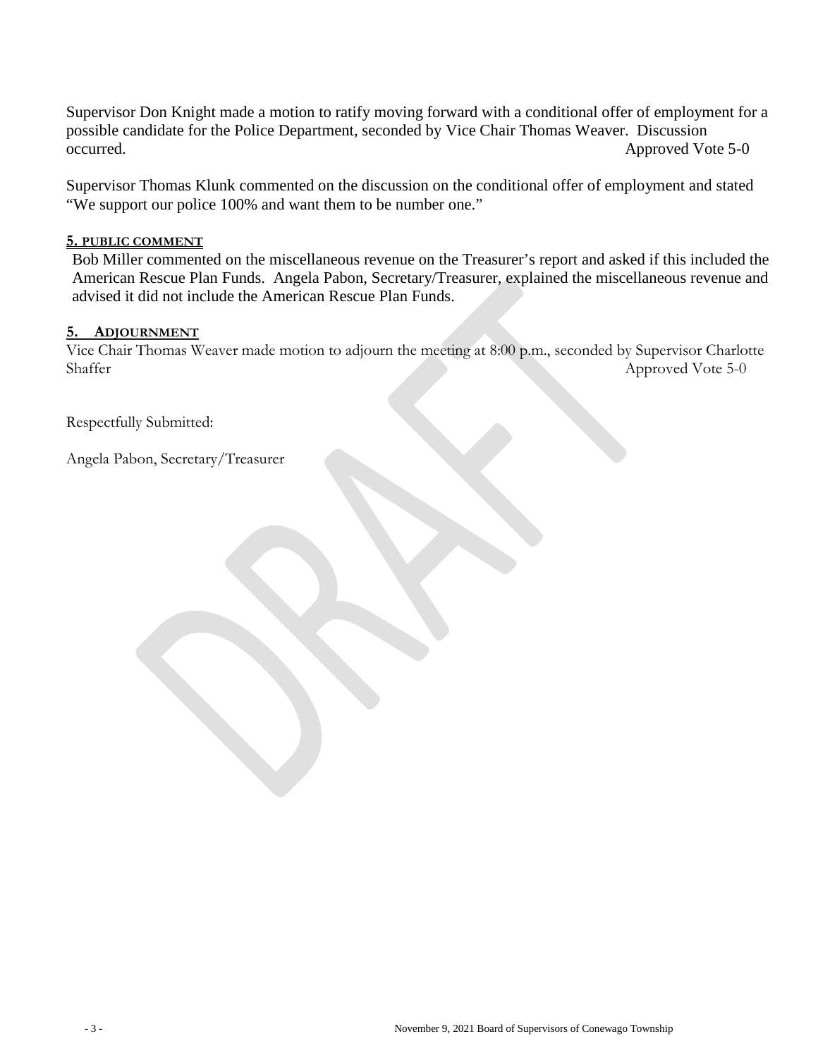Supervisor Don Knight made a motion to ratify moving forward with a conditional offer of employment for a possible candidate for the Police Department, seconded by Vice Chair Thomas Weaver. Discussion occurred. Approved Vote 5-0

Supervisor Thomas Klunk commented on the discussion on the conditional offer of employment and stated "We support our police 100% and want them to be number one."

**5. PUBLIC COMMENT**

Bob Miller commented on the miscellaneous revenue on the Treasurer's report and asked if this included the American Rescue Plan Funds. Angela Pabon, Secretary/Treasurer, explained the miscellaneous revenue and advised it did not include the American Rescue Plan Funds.

**5. ADJOURNMENT**

Vice Chair Thomas Weaver made motion to adjourn the meeting at 8:00 p.m., seconded by Supervisor Charlotte Shaffer Approved Vote 5-0

Respectfully Submitted:

Angela Pabon, Secretary/Treasurer